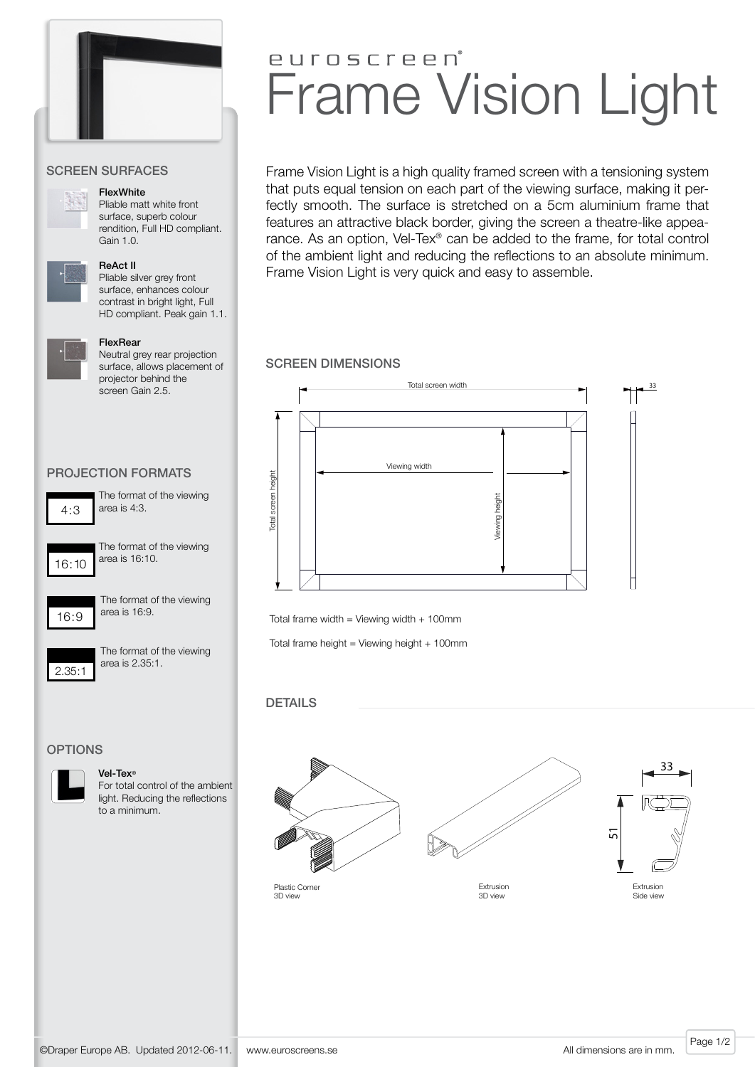# euroscreen®
# Frame Vision Light

Frame Vision Light is a high quality framed screen with a tensioning system that puts equal tension on each part of the viewing surface, making it perfectly smooth. The surface is stretched on a 5cm aluminium frame that features an attractive black border, giving the screen a theatre-like appearance. As an option, Vel-Tex® can be added to the frame, for total control of the ambient light and reducing the reflections to an absolute minimum. Frame Vision Light is very quick and easy to assemble.

## SCREEN SURFACES

**FlexWhite**
Pliable matt white front surface, superb colour rendition, Full HD compliant. Gain 1.0.

**ReAct II**
Pliable silver grey front surface, enhances colour contrast in bright light, Full HD compliant. Peak gain 1.1.

**FlexRear**
Neutral grey rear projection surface, allows placement of projector behind the screen Gain 2.5.

## PROJECTION FORMATS

4:3 — The format of the viewing area is 4:3.

16:10 — The format of the viewing area is 16:10.

16:9 — The format of the viewing area is 16:9.

2.35:1 — The format of the viewing area is 2.35:1.

## OPTIONS

**Vel-Tex®**
For total control of the ambient light. Reducing the reflections to a minimum.

## SCREEN DIMENSIONS

Total screen width

Viewing width

Total screen height

Viewing height

33

Total frame width = Viewing width + 100mm

Total frame height = Viewing height + 100mm

## DETAILS

Plastic Corner
3D view

Extrusion
3D view

33

51

Extrusion
Side view

©Draper Europe AB. Updated 2012-06-11. www.euroscreens.se

All dimensions are in mm.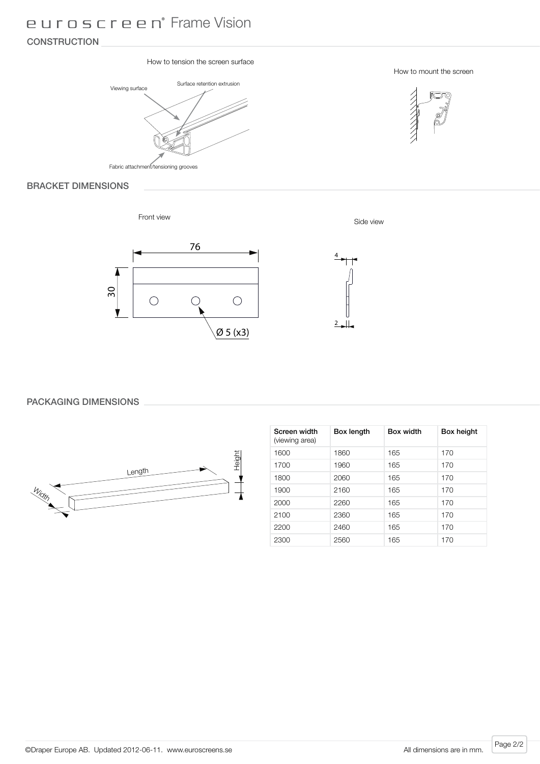# euroscreen® Frame Vision

## CONSTRUCTION

How to tension the screen surface

Viewing surface

Surface retention extrusion

Fabric attachment/tensioning grooves

How to mount the screen

## BRACKET DIMENSIONS

Front view

76

30

Ø 5 (x3)

Side view

4

2

## PACKAGING DIMENSIONS

Length

Width

Height

| Screen width (viewing area) | Box length | Box width | Box height |
|---|---|---|---|
| 1600 | 1860 | 165 | 170 |
| 1700 | 1960 | 165 | 170 |
| 1800 | 2060 | 165 | 170 |
| 1900 | 2160 | 165 | 170 |
| 2000 | 2260 | 165 | 170 |
| 2100 | 2360 | 165 | 170 |
| 2200 | 2460 | 165 | 170 |
| 2300 | 2560 | 165 | 170 |

©Draper Europe AB. Updated 2012-06-11. www.euroscreens.se

All dimensions are in mm.